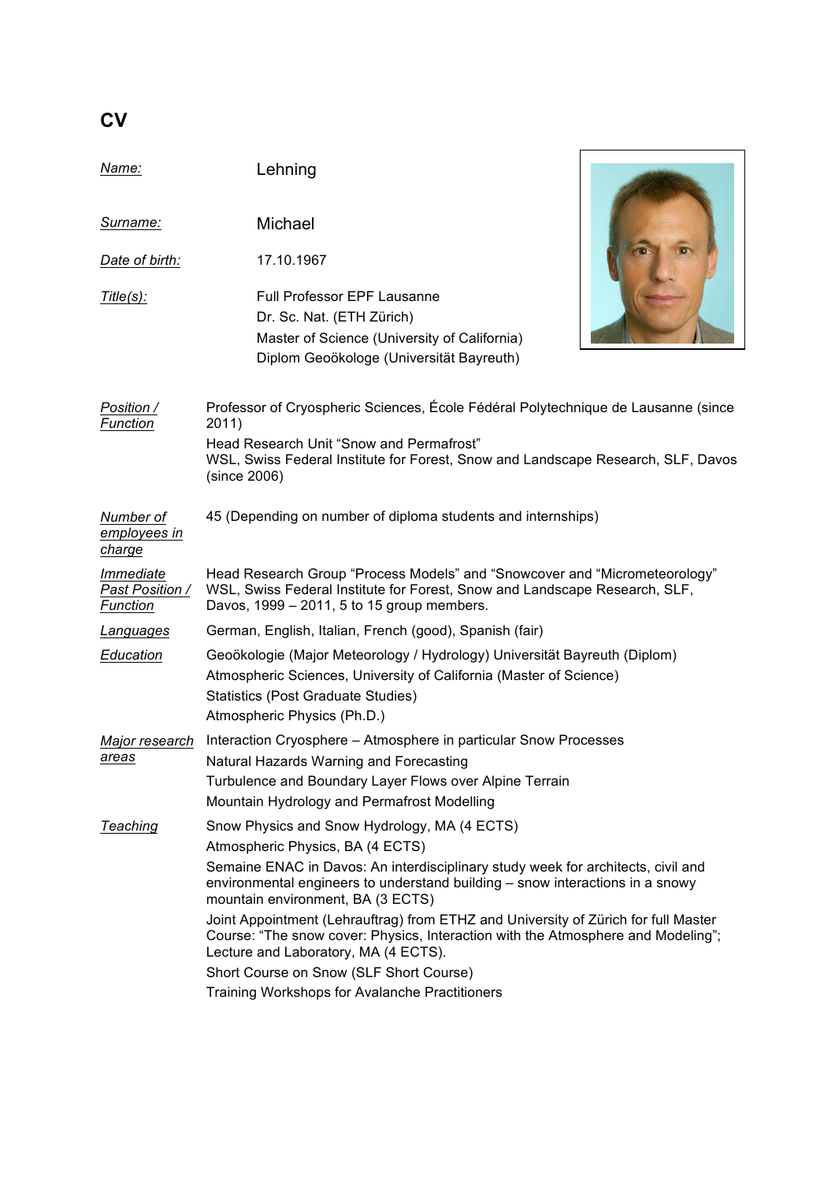# CV

| | |
|---|---|
| *Name:* | Lehning |
| *Surname:* | Michael |
| *Date of birth:* | 17.10.1967 |
| *Title(s):* | Full Professor EPF Lausanne<br>Dr. Sc. Nat. (ETH Zürich)<br>Master of Science (University of California)<br>Diplom Geoökologe (Universität Bayreuth) |

| | |
|---|---|
| *Position / Function* | Professor of Cryospheric Sciences, École Fédéral Polytechnique de Lausanne (since 2011)<br>Head Research Unit "Snow and Permafrost"<br>WSL, Swiss Federal Institute for Forest, Snow and Landscape Research, SLF, Davos (since 2006) |
| *Number of employees in charge* | 45 (Depending on number of diploma students and internships) |
| *Immediate Past Position / Function* | Head Research Group "Process Models" and "Snowcover and "Micrometeorology" WSL, Swiss Federal Institute for Forest, Snow and Landscape Research, SLF, Davos, 1999 – 2011, 5 to 15 group members. |
| *Languages* | German, English, Italian, French (good), Spanish (fair) |
| *Education* | Geoökologie (Major Meteorology / Hydrology) Universität Bayreuth (Diplom)<br>Atmospheric Sciences, University of California (Master of Science)<br>Statistics (Post Graduate Studies)<br>Atmospheric Physics (Ph.D.) |
| *Major research areas* | Interaction Cryosphere – Atmosphere in particular Snow Processes<br>Natural Hazards Warning and Forecasting<br>Turbulence and Boundary Layer Flows over Alpine Terrain<br>Mountain Hydrology and Permafrost Modelling |
| *Teaching* | Snow Physics and Snow Hydrology, MA (4 ECTS)<br>Atmospheric Physics, BA (4 ECTS)<br>Semaine ENAC in Davos: An interdisciplinary study week for architects, civil and environmental engineers to understand building – snow interactions in a snowy mountain environment, BA (3 ECTS)<br>Joint Appointment (Lehrauftrag) from ETHZ and University of Zürich for full Master Course: "The snow cover: Physics, Interaction with the Atmosphere and Modeling"; Lecture and Laboratory, MA (4 ECTS).<br>Short Course on Snow (SLF Short Course)<br>Training Workshops for Avalanche Practitioners |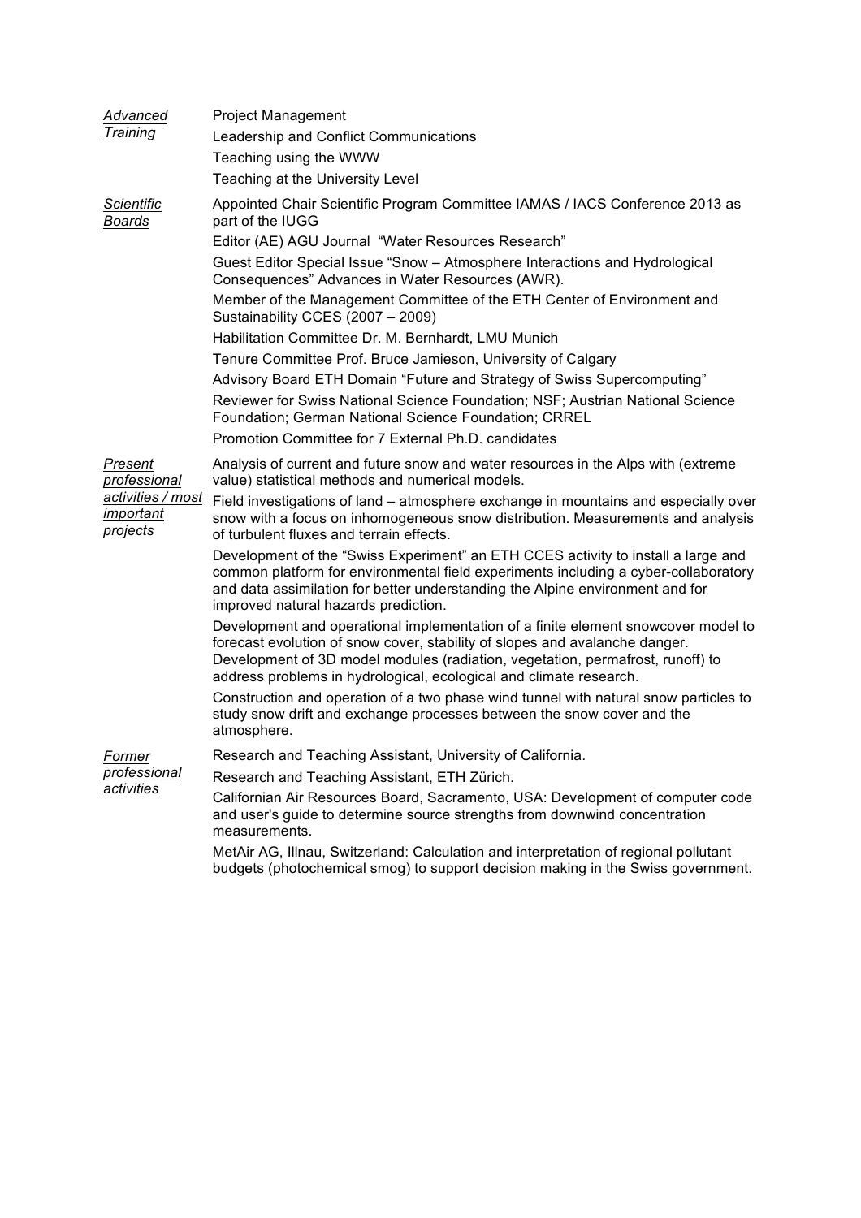*Advanced Training*

Project Management

Leadership and Conflict Communications

Teaching using the WWW

Teaching at the University Level

*Scientific Boards*

Appointed Chair Scientific Program Committee IAMAS / IACS Conference 2013 as part of the IUGG

Editor (AE) AGU Journal "Water Resources Research"

Guest Editor Special Issue "Snow – Atmosphere Interactions and Hydrological Consequences" Advances in Water Resources (AWR).

Member of the Management Committee of the ETH Center of Environment and Sustainability CCES (2007 – 2009)

Habilitation Committee Dr. M. Bernhardt, LMU Munich

Tenure Committee Prof. Bruce Jamieson, University of Calgary

Advisory Board ETH Domain "Future and Strategy of Swiss Supercomputing"

Reviewer for Swiss National Science Foundation; NSF; Austrian National Science Foundation; German National Science Foundation; CRREL

Promotion Committee for 7 External Ph.D. candidates

*Present professional activities / most important projects*

Analysis of current and future snow and water resources in the Alps with (extreme value) statistical methods and numerical models.

Field investigations of land – atmosphere exchange in mountains and especially over snow with a focus on inhomogeneous snow distribution. Measurements and analysis of turbulent fluxes and terrain effects.

Development of the "Swiss Experiment" an ETH CCES activity to install a large and common platform for environmental field experiments including a cyber-collaboratory and data assimilation for better understanding the Alpine environment and for improved natural hazards prediction.

Development and operational implementation of a finite element snowcover model to forecast evolution of snow cover, stability of slopes and avalanche danger. Development of 3D model modules (radiation, vegetation, permafrost, runoff) to address problems in hydrological, ecological and climate research.

Construction and operation of a two phase wind tunnel with natural snow particles to study snow drift and exchange processes between the snow cover and the atmosphere.

*Former professional activities*

Research and Teaching Assistant, University of California.

Research and Teaching Assistant, ETH Zürich.

Californian Air Resources Board, Sacramento, USA: Development of computer code and user's guide to determine source strengths from downwind concentration measurements.

MetAir AG, Illnau, Switzerland: Calculation and interpretation of regional pollutant budgets (photochemical smog) to support decision making in the Swiss government.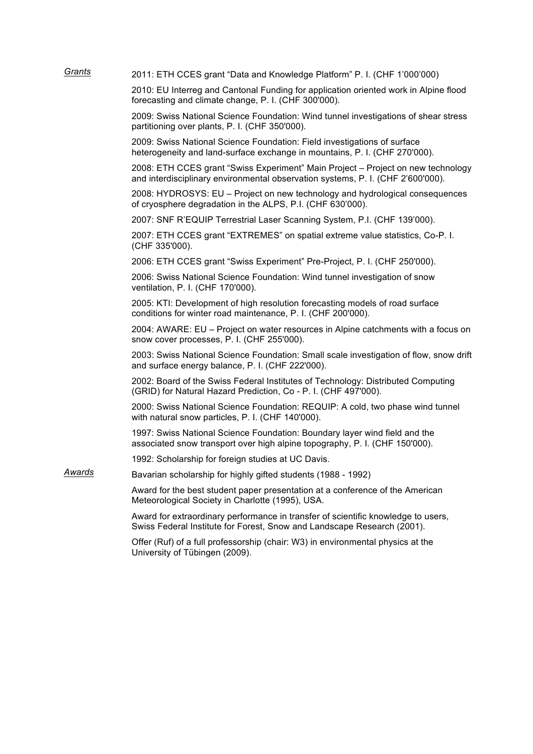*Grants*

2011: ETH CCES grant "Data and Knowledge Platform" P. I. (CHF 1'000'000)

2010: EU Interreg and Cantonal Funding for application oriented work in Alpine flood forecasting and climate change, P. I. (CHF 300'000).

2009: Swiss National Science Foundation: Wind tunnel investigations of shear stress partitioning over plants, P. I. (CHF 350'000).

2009: Swiss National Science Foundation: Field investigations of surface heterogeneity and land-surface exchange in mountains, P. I. (CHF 270'000).

2008: ETH CCES grant "Swiss Experiment" Main Project – Project on new technology and interdisciplinary environmental observation systems, P. I. (CHF 2'600'000).

2008: HYDROSYS: EU – Project on new technology and hydrological consequences of cryosphere degradation in the ALPS, P.I. (CHF 630'000).

2007: SNF R'EQUIP Terrestrial Laser Scanning System, P.I. (CHF 139'000).

2007: ETH CCES grant "EXTREMES" on spatial extreme value statistics, Co-P. I. (CHF 335'000).

2006: ETH CCES grant "Swiss Experiment" Pre-Project, P. I. (CHF 250'000).

2006: Swiss National Science Foundation: Wind tunnel investigation of snow ventilation, P. I. (CHF 170'000).

2005: KTI: Development of high resolution forecasting models of road surface conditions for winter road maintenance, P. I. (CHF 200'000).

2004: AWARE: EU – Project on water resources in Alpine catchments with a focus on snow cover processes, P. I. (CHF 255'000).

2003: Swiss National Science Foundation: Small scale investigation of flow, snow drift and surface energy balance, P. I. (CHF 222'000).

2002: Board of the Swiss Federal Institutes of Technology: Distributed Computing (GRID) for Natural Hazard Prediction, Co - P. I. (CHF 497'000).

2000: Swiss National Science Foundation: REQUIP: A cold, two phase wind tunnel with natural snow particles, P. I. (CHF 140'000).

1997: Swiss National Science Foundation: Boundary layer wind field and the associated snow transport over high alpine topography, P. I. (CHF 150'000).

1992: Scholarship for foreign studies at UC Davis.

*Awards*

Bavarian scholarship for highly gifted students (1988 - 1992)

Award for the best student paper presentation at a conference of the American Meteorological Society in Charlotte (1995), USA.

Award for extraordinary performance in transfer of scientific knowledge to users, Swiss Federal Institute for Forest, Snow and Landscape Research (2001).

Offer (Ruf) of a full professorship (chair: W3) in environmental physics at the University of Tübingen (2009).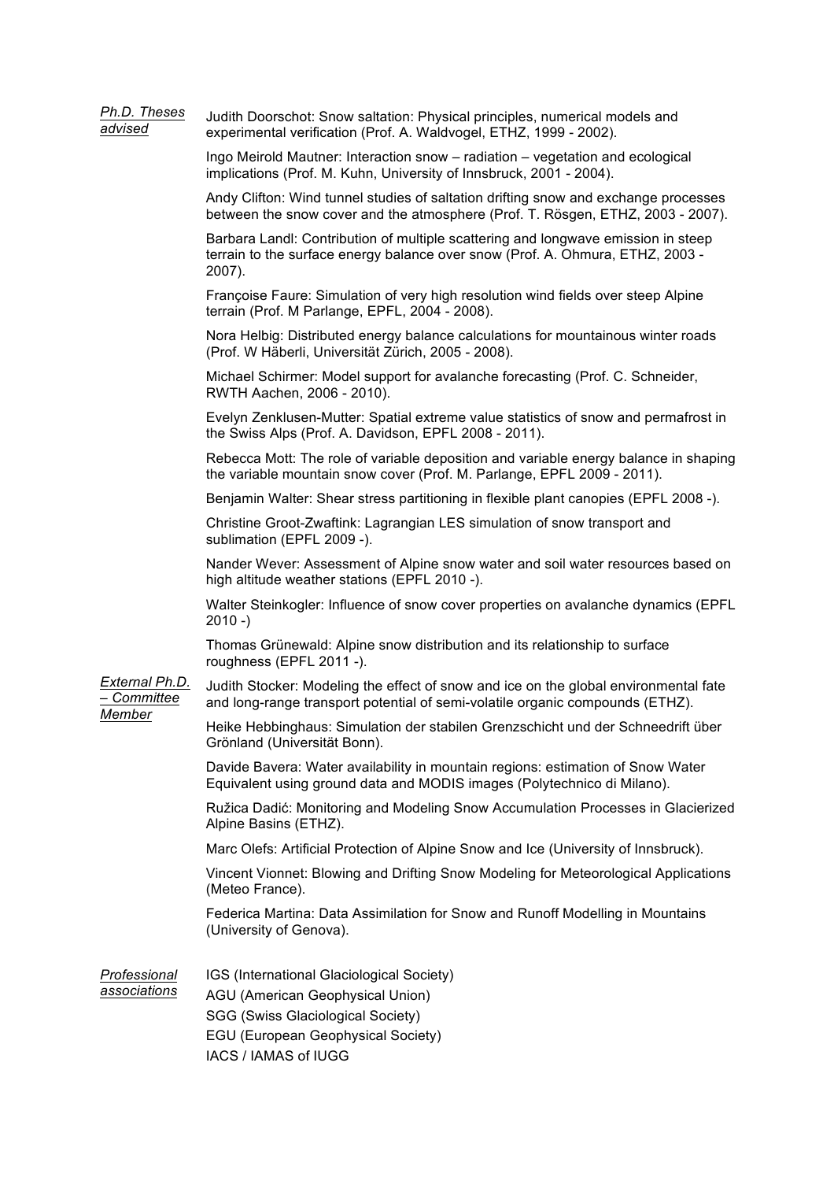*Ph.D. Theses advised*

Judith Doorschot: Snow saltation: Physical principles, numerical models and experimental verification (Prof. A. Waldvogel, ETHZ, 1999 - 2002).

Ingo Meirold Mautner: Interaction snow – radiation – vegetation and ecological implications (Prof. M. Kuhn, University of Innsbruck, 2001 - 2004).

Andy Clifton: Wind tunnel studies of saltation drifting snow and exchange processes between the snow cover and the atmosphere (Prof. T. Rösgen, ETHZ, 2003 - 2007).

Barbara Landl: Contribution of multiple scattering and longwave emission in steep terrain to the surface energy balance over snow (Prof. A. Ohmura, ETHZ, 2003 - 2007).

Françoise Faure: Simulation of very high resolution wind fields over steep Alpine terrain (Prof. M Parlange, EPFL, 2004 - 2008).

Nora Helbig: Distributed energy balance calculations for mountainous winter roads (Prof. W Häberli, Universität Zürich, 2005 - 2008).

Michael Schirmer: Model support for avalanche forecasting (Prof. C. Schneider, RWTH Aachen, 2006 - 2010).

Evelyn Zenklusen-Mutter: Spatial extreme value statistics of snow and permafrost in the Swiss Alps (Prof. A. Davidson, EPFL 2008 - 2011).

Rebecca Mott: The role of variable deposition and variable energy balance in shaping the variable mountain snow cover (Prof. M. Parlange, EPFL 2009 - 2011).

Benjamin Walter: Shear stress partitioning in flexible plant canopies (EPFL 2008 -).

Christine Groot-Zwaftink: Lagrangian LES simulation of snow transport and sublimation (EPFL 2009 -).

Nander Wever: Assessment of Alpine snow water and soil water resources based on high altitude weather stations (EPFL 2010 -).

Walter Steinkogler: Influence of snow cover properties on avalanche dynamics (EPFL 2010 -)

Thomas Grünewald: Alpine snow distribution and its relationship to surface roughness (EPFL 2011 -).

*External Ph.D. – Committee Member*

Judith Stocker: Modeling the effect of snow and ice on the global environmental fate and long-range transport potential of semi-volatile organic compounds (ETHZ).

Heike Hebbinghaus: Simulation der stabilen Grenzschicht und der Schneedrift über Grönland (Universität Bonn).

Davide Bavera: Water availability in mountain regions: estimation of Snow Water Equivalent using ground data and MODIS images (Polytechnico di Milano).

Ružica Dadić: Monitoring and Modeling Snow Accumulation Processes in Glacierized Alpine Basins (ETHZ).

Marc Olefs: Artificial Protection of Alpine Snow and Ice (University of Innsbruck).

Vincent Vionnet: Blowing and Drifting Snow Modeling for Meteorological Applications (Meteo France).

Federica Martina: Data Assimilation for Snow and Runoff Modelling in Mountains (University of Genova).

*Professional associations*

IGS (International Glaciological Society)
AGU (American Geophysical Union)
SGG (Swiss Glaciological Society)
EGU (European Geophysical Society)
IACS / IAMAS of IUGG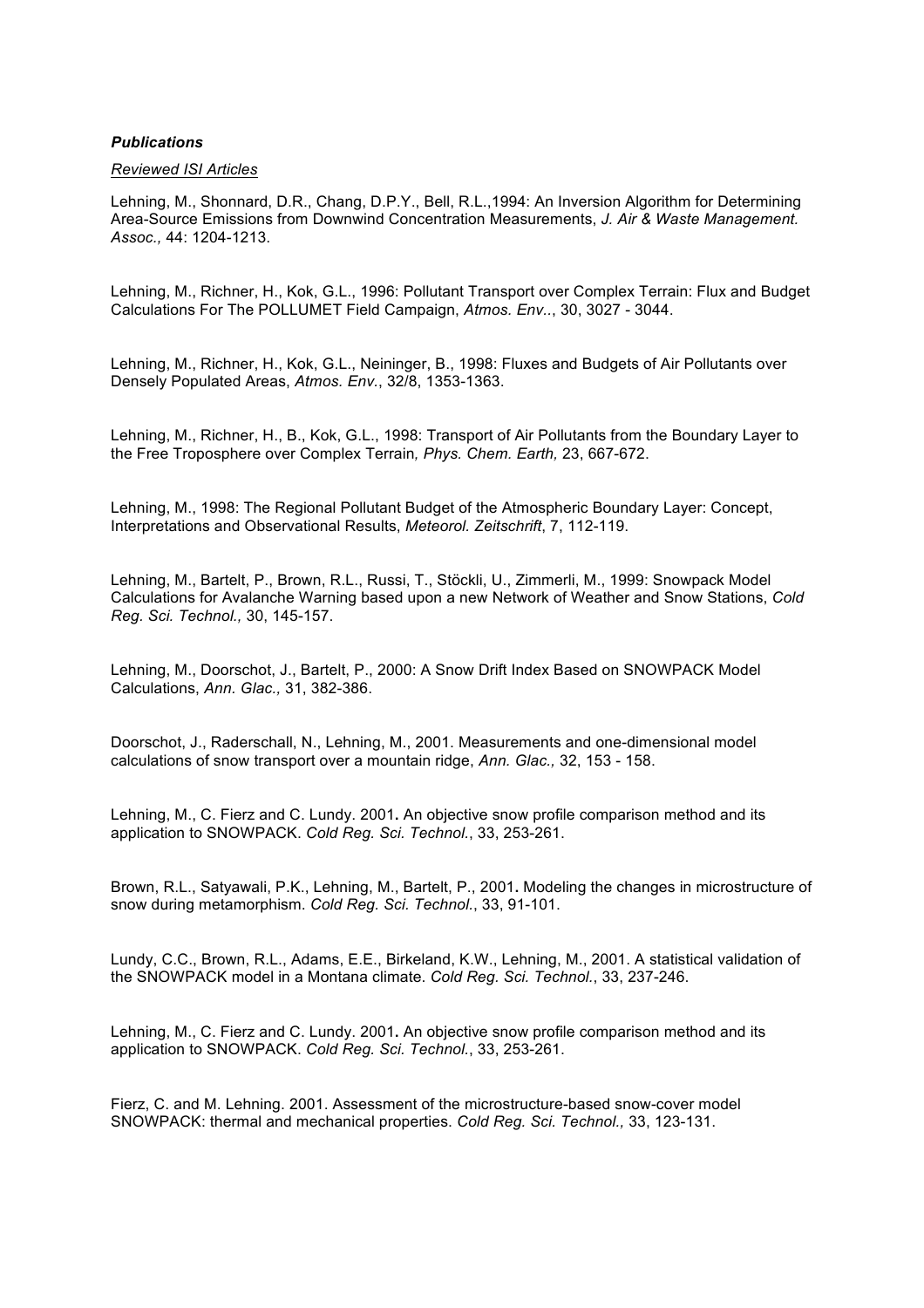***Publications***

*Reviewed ISI Articles*

Lehning, M., Shonnard, D.R., Chang, D.P.Y., Bell, R.L.,1994: An Inversion Algorithm for Determining Area-Source Emissions from Downwind Concentration Measurements, *J. Air & Waste Management. Assoc.,* 44: 1204-1213.

Lehning, M., Richner, H., Kok, G.L., 1996: Pollutant Transport over Complex Terrain: Flux and Budget Calculations For The POLLUMET Field Campaign, *Atmos. Env..*, 30, 3027 - 3044.

Lehning, M., Richner, H., Kok, G.L., Neininger, B., 1998: Fluxes and Budgets of Air Pollutants over Densely Populated Areas, *Atmos. Env.*, 32/8, 1353-1363.

Lehning, M., Richner, H., B., Kok, G.L., 1998: Transport of Air Pollutants from the Boundary Layer to the Free Troposphere over Complex Terrain*, Phys. Chem. Earth,* 23, 667-672.

Lehning, M., 1998: The Regional Pollutant Budget of the Atmospheric Boundary Layer: Concept, Interpretations and Observational Results, *Meteorol. Zeitschrift*, 7, 112-119.

Lehning, M., Bartelt, P., Brown, R.L., Russi, T., Stöckli, U., Zimmerli, M., 1999: Snowpack Model Calculations for Avalanche Warning based upon a new Network of Weather and Snow Stations, *Cold Reg. Sci. Technol.,* 30, 145-157.

Lehning, M., Doorschot, J., Bartelt, P., 2000: A Snow Drift Index Based on SNOWPACK Model Calculations, *Ann. Glac.,* 31, 382-386.

Doorschot, J., Raderschall, N., Lehning, M., 2001. Measurements and one-dimensional model calculations of snow transport over a mountain ridge, *Ann. Glac.,* 32, 153 - 158.

Lehning, M., C. Fierz and C. Lundy. 2001**.** An objective snow profile comparison method and its application to SNOWPACK. *Cold Reg. Sci. Technol.*, 33, 253-261.

Brown, R.L., Satyawali, P.K., Lehning, M., Bartelt, P., 2001**.** Modeling the changes in microstructure of snow during metamorphism. *Cold Reg. Sci. Technol.*, 33, 91-101.

Lundy, C.C., Brown, R.L., Adams, E.E., Birkeland, K.W., Lehning, M., 2001. A statistical validation of the SNOWPACK model in a Montana climate. *Cold Reg. Sci. Technol.*, 33, 237-246.

Lehning, M., C. Fierz and C. Lundy. 2001**.** An objective snow profile comparison method and its application to SNOWPACK. *Cold Reg. Sci. Technol.*, 33, 253-261.

Fierz, C. and M. Lehning. 2001. Assessment of the microstructure-based snow-cover model SNOWPACK: thermal and mechanical properties*. Cold Reg. Sci. Technol.,* 33, 123-131.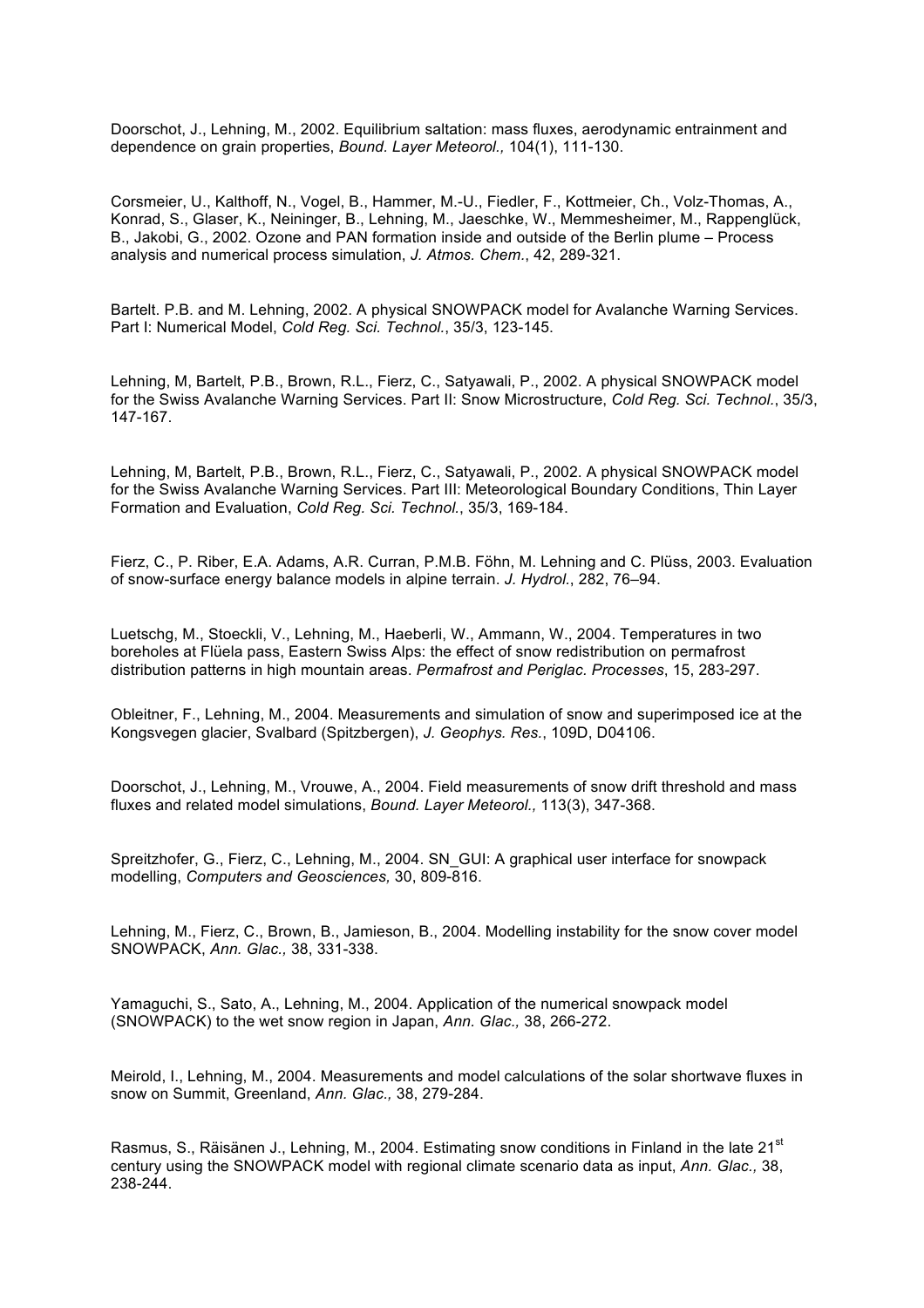Doorschot, J., Lehning, M., 2002. Equilibrium saltation: mass fluxes, aerodynamic entrainment and dependence on grain properties, *Bound. Layer Meteorol.,* 104(1), 111-130.

Corsmeier, U., Kalthoff, N., Vogel, B., Hammer, M.-U., Fiedler, F., Kottmeier, Ch., Volz-Thomas, A., Konrad, S., Glaser, K., Neininger, B., Lehning, M., Jaeschke, W., Memmesheimer, M., Rappenglück, B., Jakobi, G., 2002. Ozone and PAN formation inside and outside of the Berlin plume – Process analysis and numerical process simulation, *J. Atmos. Chem.*, 42, 289-321.

Bartelt. P.B. and M. Lehning, 2002. A physical SNOWPACK model for Avalanche Warning Services. Part I: Numerical Model, *Cold Reg. Sci. Technol.*, 35/3, 123-145.

Lehning, M, Bartelt, P.B., Brown, R.L., Fierz, C., Satyawali, P., 2002. A physical SNOWPACK model for the Swiss Avalanche Warning Services. Part II: Snow Microstructure, *Cold Reg. Sci. Technol.*, 35/3, 147-167.

Lehning, M, Bartelt, P.B., Brown, R.L., Fierz, C., Satyawali, P., 2002. A physical SNOWPACK model for the Swiss Avalanche Warning Services. Part III: Meteorological Boundary Conditions, Thin Layer Formation and Evaluation, *Cold Reg. Sci. Technol.*, 35/3, 169-184.

Fierz, C., P. Riber, E.A. Adams, A.R. Curran, P.M.B. Föhn, M. Lehning and C. Plüss, 2003. Evaluation of snow-surface energy balance models in alpine terrain. *J. Hydrol.*, 282, 76–94.

Luetschg, M., Stoeckli, V., Lehning, M., Haeberli, W., Ammann, W., 2004. Temperatures in two boreholes at Flüela pass, Eastern Swiss Alps: the effect of snow redistribution on permafrost distribution patterns in high mountain areas. *Permafrost and Periglac. Processes*, 15, 283-297.

Obleitner, F., Lehning, M., 2004. Measurements and simulation of snow and superimposed ice at the Kongsvegen glacier, Svalbard (Spitzbergen), *J. Geophys. Res.*, 109D, D04106.

Doorschot, J., Lehning, M., Vrouwe, A., 2004. Field measurements of snow drift threshold and mass fluxes and related model simulations, *Bound. Layer Meteorol.,* 113(3), 347-368.

Spreitzhofer, G., Fierz, C., Lehning, M., 2004. SN_GUI: A graphical user interface for snowpack modelling, *Computers and Geosciences,* 30, 809-816.

Lehning, M., Fierz, C., Brown, B., Jamieson, B., 2004. Modelling instability for the snow cover model SNOWPACK, *Ann. Glac.,* 38, 331-338.

Yamaguchi, S., Sato, A., Lehning, M., 2004. Application of the numerical snowpack model (SNOWPACK) to the wet snow region in Japan, *Ann. Glac.,* 38, 266-272.

Meirold, I., Lehning, M., 2004. Measurements and model calculations of the solar shortwave fluxes in snow on Summit, Greenland, *Ann. Glac.,* 38, 279-284.

Rasmus, S., Räisänen J., Lehning, M., 2004. Estimating snow conditions in Finland in the late 21st century using the SNOWPACK model with regional climate scenario data as input, *Ann. Glac.,* 38, 238-244.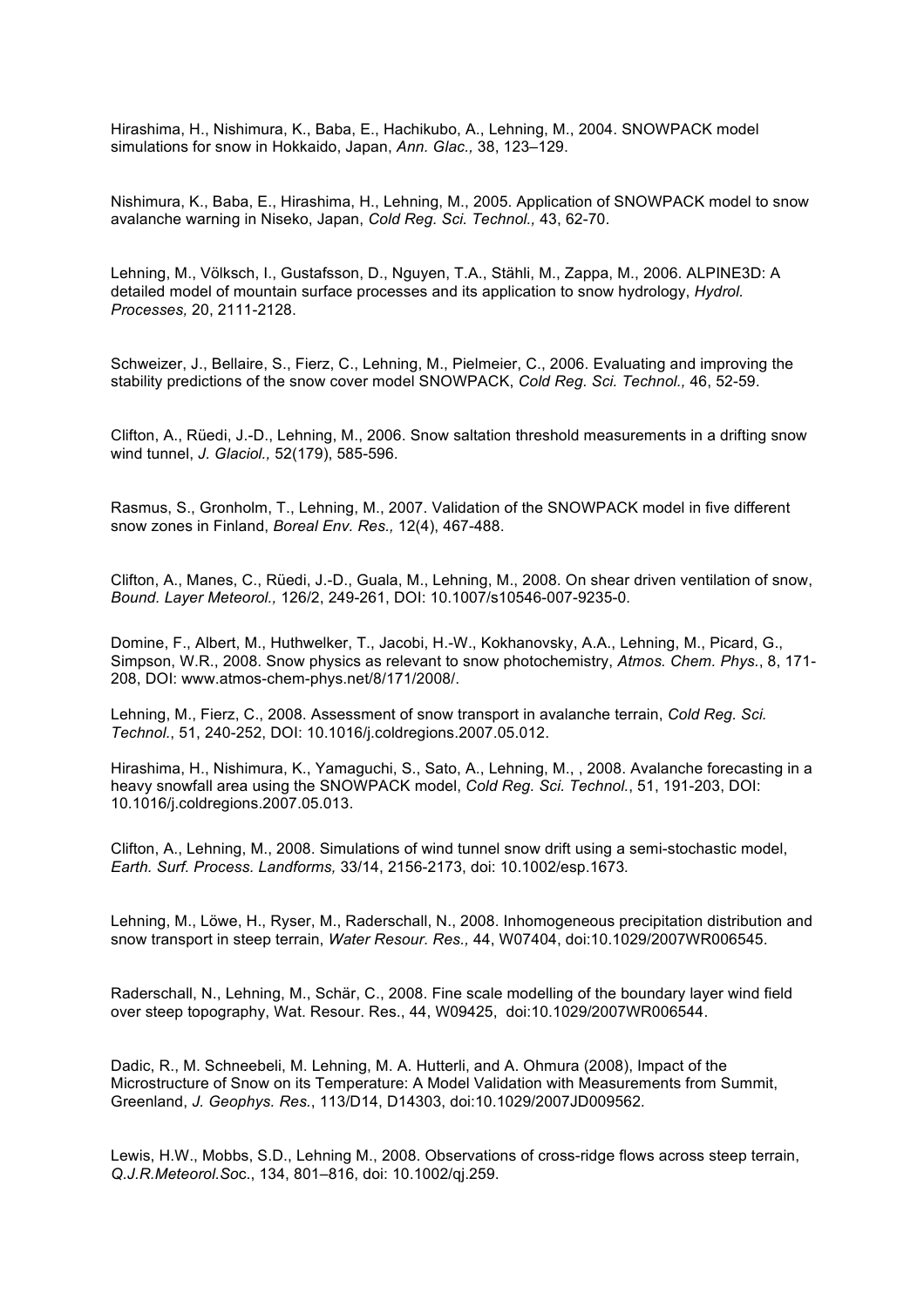Hirashima, H., Nishimura, K., Baba, E., Hachikubo, A., Lehning, M., 2004. SNOWPACK model simulations for snow in Hokkaido, Japan, *Ann. Glac.,* 38, 123–129.

Nishimura, K., Baba, E., Hirashima, H., Lehning, M., 2005. Application of SNOWPACK model to snow avalanche warning in Niseko, Japan, *Cold Reg. Sci. Technol.,* 43, 62-70.

Lehning, M., Völksch, I., Gustafsson, D., Nguyen, T.A., Stähli, M., Zappa, M., 2006. ALPINE3D: A detailed model of mountain surface processes and its application to snow hydrology, *Hydrol. Processes,* 20, 2111-2128.

Schweizer, J., Bellaire, S., Fierz, C., Lehning, M., Pielmeier, C., 2006. Evaluating and improving the stability predictions of the snow cover model SNOWPACK, *Cold Reg. Sci. Technol.,* 46, 52-59.

Clifton, A., Rüedi, J.-D., Lehning, M., 2006. Snow saltation threshold measurements in a drifting snow wind tunnel, *J. Glaciol.,* 52(179), 585-596.

Rasmus, S., Gronholm, T., Lehning, M., 2007. Validation of the SNOWPACK model in five different snow zones in Finland, *Boreal Env. Res.,* 12(4), 467-488.

Clifton, A., Manes, C., Rüedi, J.-D., Guala, M., Lehning, M., 2008. On shear driven ventilation of snow, *Bound. Layer Meteorol.,* 126/2, 249-261, DOI: 10.1007/s10546-007-9235-0.

Domine, F., Albert, M., Huthwelker, T., Jacobi, H.-W., Kokhanovsky, A.A., Lehning, M., Picard, G., Simpson, W.R., 2008. Snow physics as relevant to snow photochemistry, *Atmos. Chem. Phys.*, 8, 171-208, DOI: www.atmos-chem-phys.net/8/171/2008/.

Lehning, M., Fierz, C., 2008. Assessment of snow transport in avalanche terrain, *Cold Reg. Sci. Technol.*, 51, 240-252, DOI: 10.1016/j.coldregions.2007.05.012.

Hirashima, H., Nishimura, K., Yamaguchi, S., Sato, A., Lehning, M., , 2008. Avalanche forecasting in a heavy snowfall area using the SNOWPACK model, *Cold Reg. Sci. Technol.*, 51, 191-203, DOI: 10.1016/j.coldregions.2007.05.013.

Clifton, A., Lehning, M., 2008. Simulations of wind tunnel snow drift using a semi-stochastic model, *Earth. Surf. Process. Landforms,* 33/14, 2156-2173, doi: 10.1002/esp.1673.

Lehning, M., Löwe, H., Ryser, M., Raderschall, N., 2008. Inhomogeneous precipitation distribution and snow transport in steep terrain, *Water Resour. Res.,* 44, W07404, doi:10.1029/2007WR006545.

Raderschall, N., Lehning, M., Schär, C., 2008. Fine scale modelling of the boundary layer wind field over steep topography, Wat. Resour. Res., 44, W09425, doi:10.1029/2007WR006544.

Dadic, R., M. Schneebeli, M. Lehning, M. A. Hutterli, and A. Ohmura (2008), Impact of the Microstructure of Snow on its Temperature: A Model Validation with Measurements from Summit, Greenland, *J. Geophys. Res.*, 113/D14, D14303, doi:10.1029/2007JD009562.

Lewis, H.W., Mobbs, S.D., Lehning M., 2008. Observations of cross-ridge flows across steep terrain, *Q.J.R.Meteorol.Soc.*, 134, 801–816, doi: 10.1002/qj.259.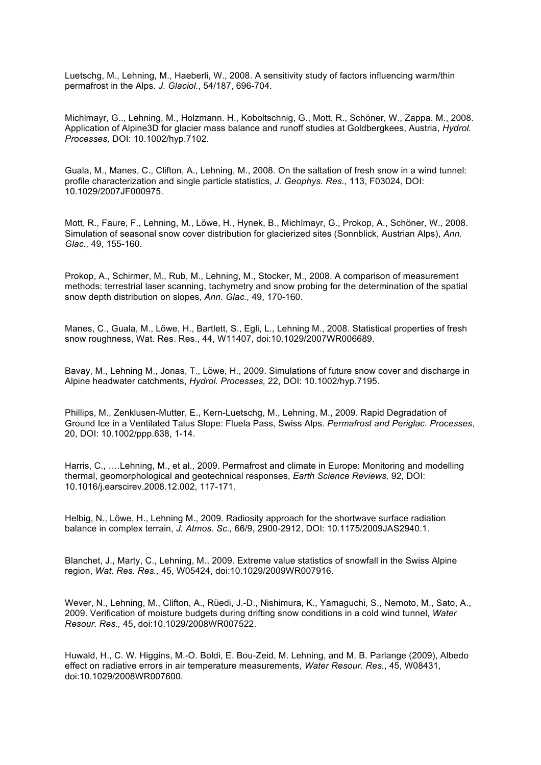Luetschg, M., Lehning, M., Haeberli, W., 2008. A sensitivity study of factors influencing warm/thin permafrost in the Alps. *J. Glaciol.*, 54/187, 696-704.

Michlmayr, G.., Lehning, M., Holzmann. H., Koboltschnig, G., Mott, R., Schöner, W., Zappa. M., 2008. Application of Alpine3D for glacier mass balance and runoff studies at Goldbergkees, Austria, *Hydrol. Processes,* DOI: 10.1002/hyp.7102.

Guala, M., Manes, C., Clifton, A., Lehning, M., 2008. On the saltation of fresh snow in a wind tunnel: profile characterization and single particle statistics, *J. Geophys. Res.*, 113, F03024, DOI: 10.1029/2007JF000975.

Mott, R., Faure, F., Lehning, M., Löwe, H., Hynek, B., Michlmayr, G., Prokop, A., Schöner, W., 2008. Simulation of seasonal snow cover distribution for glacierized sites (Sonnblick, Austrian Alps), *Ann. Glac.,* 49, 155-160.

Prokop, A., Schirmer, M., Rub, M., Lehning, M., Stocker, M., 2008. A comparison of measurement methods: terrestrial laser scanning, tachymetry and snow probing for the determination of the spatial snow depth distribution on slopes, *Ann. Glac.,* 49, 170-160.

Manes, C., Guala, M., Löwe, H., Bartlett, S., Egli, L., Lehning M., 2008. Statistical properties of fresh snow roughness, Wat. Res. Res., 44, W11407, doi:10.1029/2007WR006689.

Bavay, M., Lehning M., Jonas, T., Löwe, H., 2009. Simulations of future snow cover and discharge in Alpine headwater catchments, *Hydrol. Processes,* 22, DOI: 10.1002/hyp.7195.

Phillips, M., Zenklusen-Mutter, E., Kern-Luetschg, M., Lehning, M., 2009. Rapid Degradation of Ground Ice in a Ventilated Talus Slope: Fluela Pass, Swiss Alps. *Permafrost and Periglac. Processes*, 20, DOI: 10.1002/ppp.638, 1-14.

Harris, C., ….Lehning, M., et al., 2009. Permafrost and climate in Europe: Monitoring and modelling thermal, geomorphological and geotechnical responses, *Earth Science Reviews,* 92, DOI: 10.1016/j.earscirev.2008.12.002, 117-171.

Helbig, N., Löwe, H., Lehning M., 2009. Radiosity approach for the shortwave surface radiation balance in complex terrain, *J. Atmos. Sc.,* 66/9, 2900-2912, DOI: 10.1175/2009JAS2940.1.

Blanchet, J., Marty, C., Lehning, M., 2009. Extreme value statistics of snowfall in the Swiss Alpine region, *Wat. Res. Res.,* 45, W05424, doi:10.1029/2009WR007916.

Wever, N., Lehning, M., Clifton, A., Rüedi, J.-D., Nishimura, K., Yamaguchi, S., Nemoto, M., Sato, A., 2009. Verification of moisture budgets during drifting snow conditions in a cold wind tunnel, *Water Resour. Res.,* 45, doi:10.1029/2008WR007522.

Huwald, H., C. W. Higgins, M.-O. Boldi, E. Bou-Zeid, M. Lehning, and M. B. Parlange (2009), Albedo effect on radiative errors in air temperature measurements, *Water Resour. Res.*, 45, W08431, doi:10.1029/2008WR007600.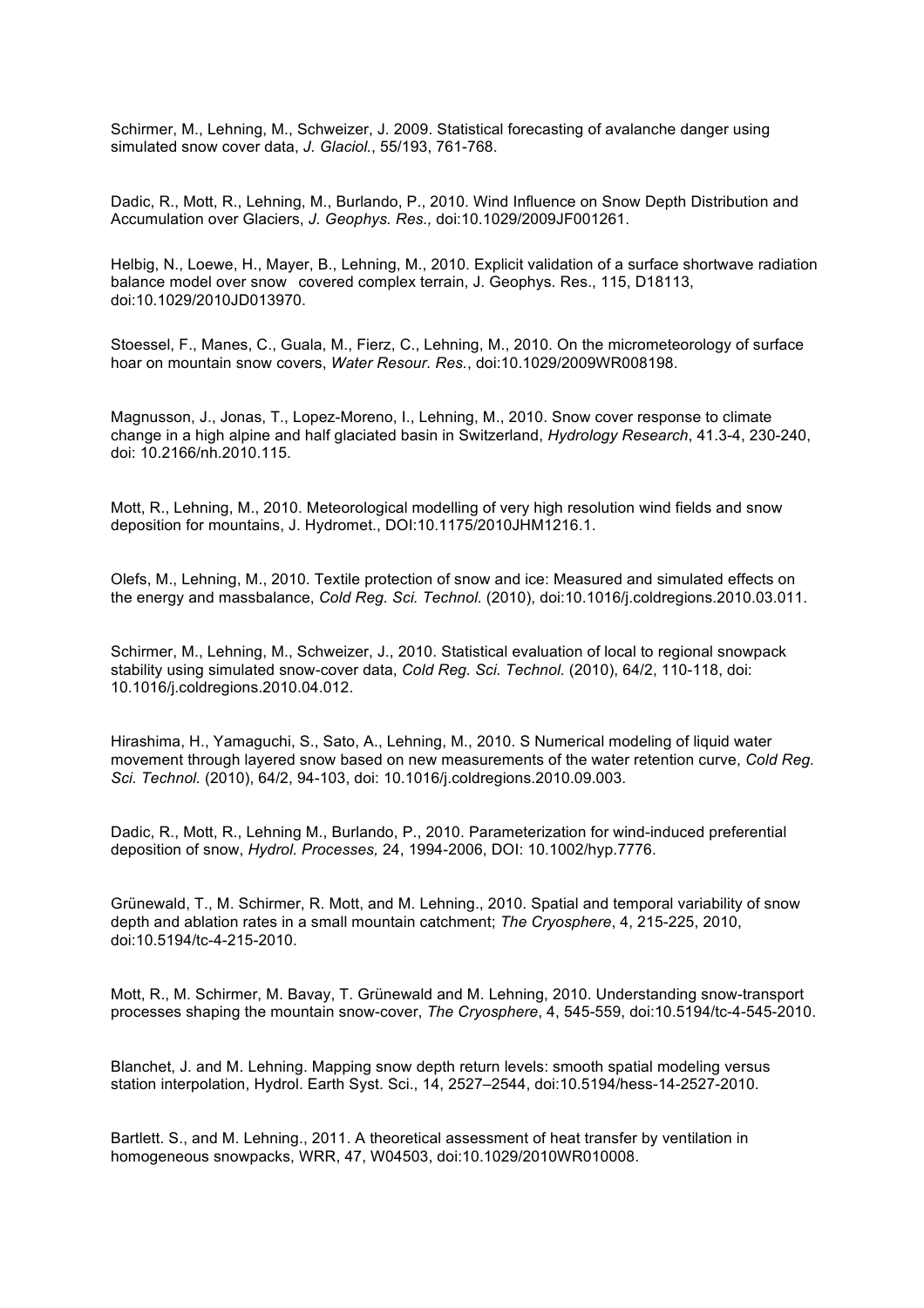Schirmer, M., Lehning, M., Schweizer, J. 2009. Statistical forecasting of avalanche danger using simulated snow cover data, *J. Glaciol.*, 55/193, 761-768.

Dadic, R., Mott, R., Lehning, M., Burlando, P., 2010. Wind Influence on Snow Depth Distribution and Accumulation over Glaciers, *J. Geophys. Res.,* doi:10.1029/2009JF001261.

Helbig, N., Loewe, H., Mayer, B., Lehning, M., 2010. Explicit validation of a surface shortwave radiation balance model over snow covered complex terrain, J. Geophys. Res., 115, D18113, doi:10.1029/2010JD013970.

Stoessel, F., Manes, C., Guala, M., Fierz, C., Lehning, M., 2010. On the micrometeorology of surface hoar on mountain snow covers, *Water Resour. Res.*, doi:10.1029/2009WR008198.

Magnusson, J., Jonas, T., Lopez-Moreno, I., Lehning, M., 2010. Snow cover response to climate change in a high alpine and half glaciated basin in Switzerland, *Hydrology Research*, 41.3-4, 230-240, doi: 10.2166/nh.2010.115.

Mott, R., Lehning, M., 2010. Meteorological modelling of very high resolution wind fields and snow deposition for mountains, J. Hydromet., DOI:10.1175/2010JHM1216.1.

Olefs, M., Lehning, M., 2010. Textile protection of snow and ice: Measured and simulated effects on the energy and massbalance, *Cold Reg. Sci. Technol.* (2010), doi:10.1016/j.coldregions.2010.03.011.

Schirmer, M., Lehning, M., Schweizer, J., 2010. Statistical evaluation of local to regional snowpack stability using simulated snow-cover data, *Cold Reg. Sci. Technol.* (2010), 64/2, 110-118, doi: 10.1016/j.coldregions.2010.04.012.

Hirashima, H., Yamaguchi, S., Sato, A., Lehning, M., 2010. S Numerical modeling of liquid water movement through layered snow based on new measurements of the water retention curve, *Cold Reg. Sci. Technol.* (2010), 64/2, 94-103, doi: 10.1016/j.coldregions.2010.09.003.

Dadic, R., Mott, R., Lehning M., Burlando, P., 2010. Parameterization for wind-induced preferential deposition of snow, *Hydrol. Processes,* 24, 1994-2006, DOI: 10.1002/hyp.7776.

Grünewald, T., M. Schirmer, R. Mott, and M. Lehning., 2010. Spatial and temporal variability of snow depth and ablation rates in a small mountain catchment; *The Cryosphere*, 4, 215-225, 2010, doi:10.5194/tc-4-215-2010.

Mott, R., M. Schirmer, M. Bavay, T. Grünewald and M. Lehning, 2010. Understanding snow-transport processes shaping the mountain snow-cover, *The Cryosphere*, 4, 545-559, doi:10.5194/tc-4-545-2010.

Blanchet, J. and M. Lehning. Mapping snow depth return levels: smooth spatial modeling versus station interpolation, Hydrol. Earth Syst. Sci., 14, 2527–2544, doi:10.5194/hess-14-2527-2010.

Bartlett. S., and M. Lehning., 2011. A theoretical assessment of heat transfer by ventilation in homogeneous snowpacks, WRR, 47, W04503, doi:10.1029/2010WR010008.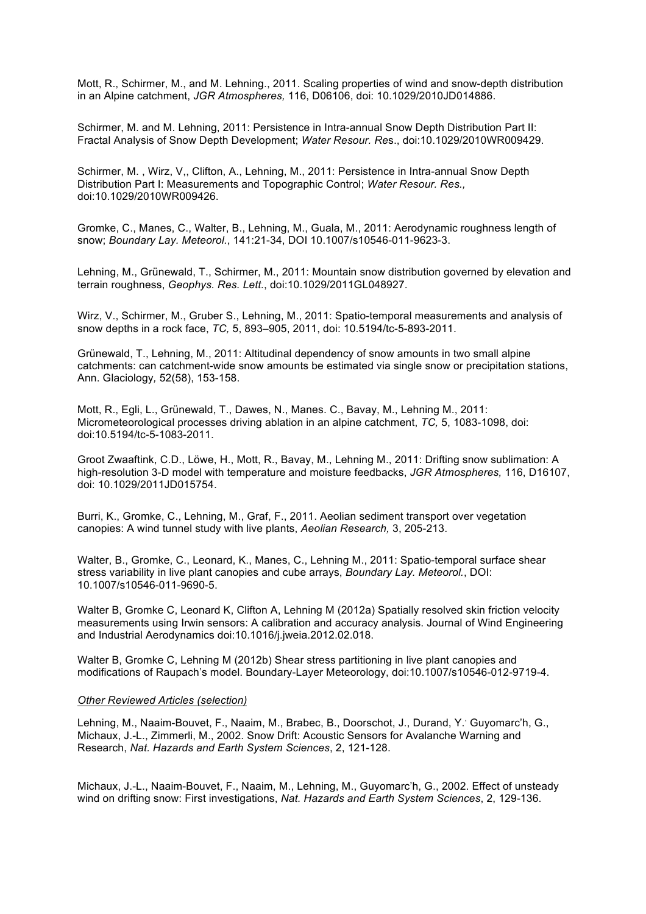Mott, R., Schirmer, M., and M. Lehning., 2011. Scaling properties of wind and snow-depth distribution in an Alpine catchment, *JGR Atmospheres,* 116, D06106, doi: 10.1029/2010JD014886.

Schirmer, M. and M. Lehning, 2011: Persistence in Intra-annual Snow Depth Distribution Part II: Fractal Analysis of Snow Depth Development; *Water Resour. Re*s., doi:10.1029/2010WR009429.

Schirmer, M. , Wirz, V,, Clifton, A., Lehning, M., 2011: Persistence in Intra-annual Snow Depth Distribution Part I: Measurements and Topographic Control; *Water Resour. Res.,* doi:10.1029/2010WR009426.

Gromke, C., Manes, C., Walter, B., Lehning, M., Guala, M., 2011: Aerodynamic roughness length of snow; *Boundary Lay. Meteorol.*, 141:21-34, DOI 10.1007/s10546-011-9623-3.

Lehning, M., Grünewald, T., Schirmer, M., 2011: Mountain snow distribution governed by elevation and terrain roughness, *Geophys. Res. Lett.*, doi:10.1029/2011GL048927.

Wirz, V., Schirmer, M., Gruber S., Lehning, M., 2011: Spatio-temporal measurements and analysis of snow depths in a rock face, *TC,* 5, 893–905, 2011, doi: 10.5194/tc-5-893-2011.

Grünewald, T., Lehning, M., 2011: Altitudinal dependency of snow amounts in two small alpine catchments: can catchment-wide snow amounts be estimated via single snow or precipitation stations, Ann. Glaciology*,* 52(58), 153-158.

Mott, R., Egli, L., Grünewald, T., Dawes, N., Manes. C., Bavay, M., Lehning M., 2011: Micrometeorological processes driving ablation in an alpine catchment, *TC,* 5, 1083-1098, doi: doi:10.5194/tc-5-1083-2011.

Groot Zwaaftink, C.D., Löwe, H., Mott, R., Bavay, M., Lehning M., 2011: Drifting snow sublimation: A high-resolution 3-D model with temperature and moisture feedbacks, *JGR Atmospheres,* 116, D16107, doi: 10.1029/2011JD015754.

Burri, K., Gromke, C., Lehning, M., Graf, F., 2011. Aeolian sediment transport over vegetation canopies: A wind tunnel study with live plants, *Aeolian Research,* 3, 205-213.

Walter, B., Gromke, C., Leonard, K., Manes, C., Lehning M., 2011: Spatio-temporal surface shear stress variability in live plant canopies and cube arrays, *Boundary Lay. Meteorol.*, DOI: 10.1007/s10546-011-9690-5.

Walter B, Gromke C, Leonard K, Clifton A, Lehning M (2012a) Spatially resolved skin friction velocity measurements using Irwin sensors: A calibration and accuracy analysis. Journal of Wind Engineering and Industrial Aerodynamics doi:10.1016/j.jweia.2012.02.018.

Walter B, Gromke C, Lehning M (2012b) Shear stress partitioning in live plant canopies and modifications of Raupach's model. Boundary-Layer Meteorology, doi:10.1007/s10546-012-9719-4.

*Other Reviewed Articles (selection)*

Lehning, M., Naaim-Bouvet, F., Naaim, M., Brabec, B., Doorschot, J., Durand, Y.' Guyomarc'h, G., Michaux, J.-L., Zimmerli, M., 2002. Snow Drift: Acoustic Sensors for Avalanche Warning and Research, *Nat. Hazards and Earth System Sciences*, 2, 121-128.

Michaux, J.-L., Naaim-Bouvet, F., Naaim, M., Lehning, M., Guyomarc'h, G., 2002. Effect of unsteady wind on drifting snow: First investigations, *Nat. Hazards and Earth System Sciences*, 2, 129-136.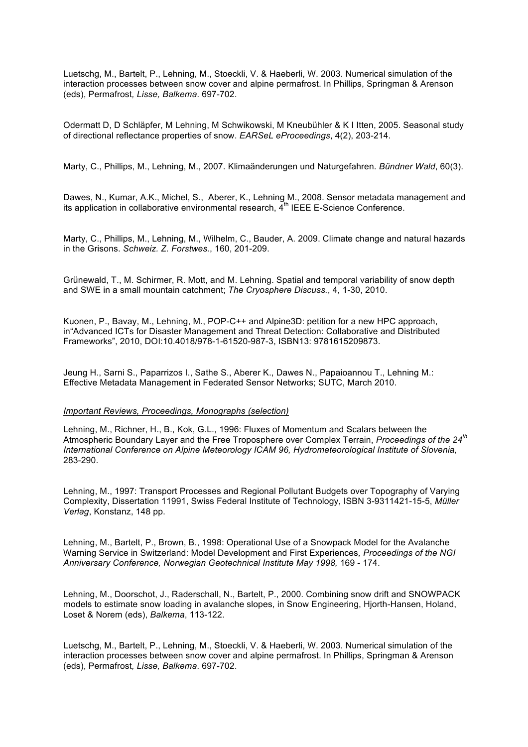Luetschg, M., Bartelt, P., Lehning, M., Stoeckli, V. & Haeberli, W. 2003. Numerical simulation of the interaction processes between snow cover and alpine permafrost. In Phillips, Springman & Arenson (eds), Permafrost*, Lisse, Balkema*. 697-702.

Odermatt D, D Schläpfer, M Lehning, M Schwikowski, M Kneubühler & K I Itten, 2005. Seasonal study of directional reflectance properties of snow. *EARSeL eProceedings*, 4(2), 203-214.

Marty, C., Phillips, M., Lehning, M., 2007. Klimaänderungen und Naturgefahren. *Bündner Wald*, 60(3).

Dawes, N., Kumar, A.K., Michel, S., Aberer, K., Lehning M., 2008. Sensor metadata management and its application in collaborative environmental research, 4th IEEE E-Science Conference.

Marty, C., Phillips, M., Lehning, M., Wilhelm, C., Bauder, A. 2009. Climate change and natural hazards in the Grisons. *Schweiz. Z. Forstwes.*, 160, 201-209.

Grünewald, T., M. Schirmer, R. Mott, and M. Lehning. Spatial and temporal variability of snow depth and SWE in a small mountain catchment; *The Cryosphere Discuss.*, 4, 1-30, 2010.

Kuonen, P., Bavay, M., Lehning, M., POP-C++ and Alpine3D: petition for a new HPC approach, in"Advanced ICTs for Disaster Management and Threat Detection: Collaborative and Distributed Frameworks", 2010, DOI:10.4018/978-1-61520-987-3, ISBN13: 9781615209873.

Jeung H., Sarni S., Paparrizos I., Sathe S., Aberer K., Dawes N., Papaioannou T., Lehning M.: Effective Metadata Management in Federated Sensor Networks; SUTC, March 2010.

*Important Reviews, Proceedings, Monographs (selection)*

Lehning, M., Richner, H., B., Kok, G.L., 1996: Fluxes of Momentum and Scalars between the Atmospheric Boundary Layer and the Free Troposphere over Complex Terrain, *Proceedings of the 24th International Conference on Alpine Meteorology ICAM 96, Hydrometeorological Institute of Slovenia,* 283-290.

Lehning, M., 1997: Transport Processes and Regional Pollutant Budgets over Topography of Varying Complexity, Dissertation 11991, Swiss Federal Institute of Technology, ISBN 3-9311421-15-5, *Müller Verlag*, Konstanz, 148 pp.

Lehning, M., Bartelt, P., Brown, B., 1998: Operational Use of a Snowpack Model for the Avalanche Warning Service in Switzerland: Model Development and First Experiences*, Proceedings of the NGI Anniversary Conference, Norwegian Geotechnical Institute May 1998,* 169 - 174.

Lehning, M., Doorschot, J., Raderschall, N., Bartelt, P., 2000. Combining snow drift and SNOWPACK models to estimate snow loading in avalanche slopes, in Snow Engineering, Hjorth-Hansen, Holand, Loset & Norem (eds), *Balkema*, 113-122.

Luetschg, M., Bartelt, P., Lehning, M., Stoeckli, V. & Haeberli, W. 2003. Numerical simulation of the interaction processes between snow cover and alpine permafrost. In Phillips, Springman & Arenson (eds), Permafrost*, Lisse, Balkema*. 697-702.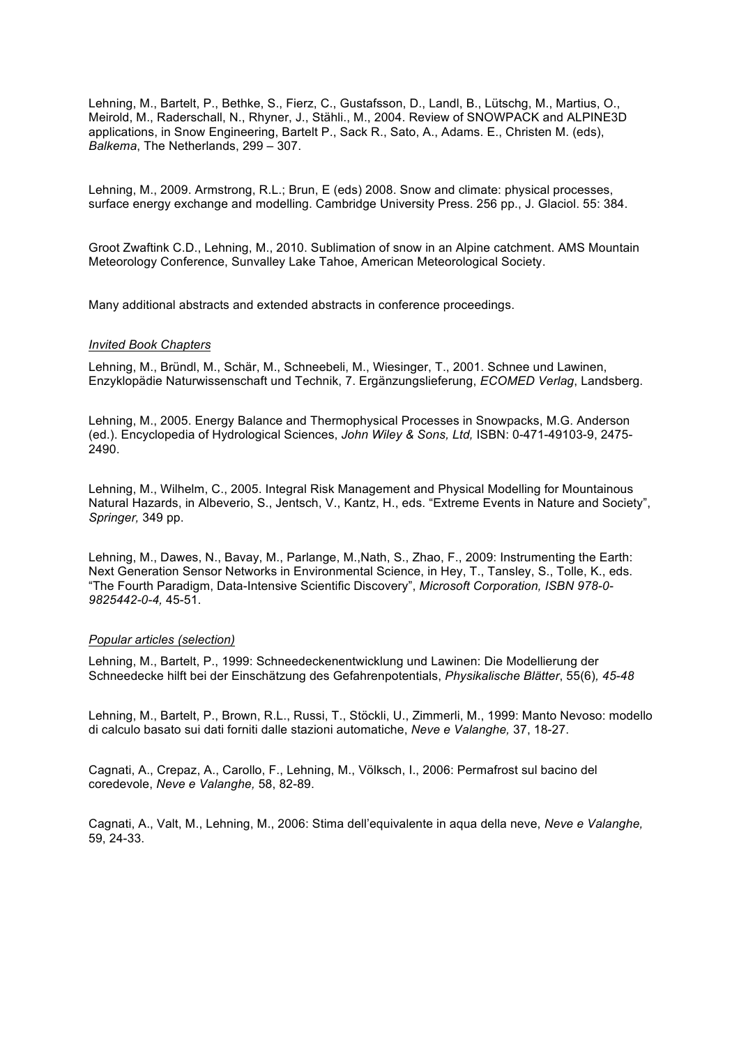Lehning, M., Bartelt, P., Bethke, S., Fierz, C., Gustafsson, D., Landl, B., Lütschg, M., Martius, O., Meirold, M., Raderschall, N., Rhyner, J., Stähli., M., 2004. Review of SNOWPACK and ALPINE3D applications, in Snow Engineering, Bartelt P., Sack R., Sato, A., Adams. E., Christen M. (eds), *Balkema*, The Netherlands, 299 – 307.

Lehning, M., 2009. Armstrong, R.L.; Brun, E (eds) 2008. Snow and climate: physical processes, surface energy exchange and modelling. Cambridge University Press. 256 pp., J. Glaciol. 55: 384.

Groot Zwaftink C.D., Lehning, M., 2010. Sublimation of snow in an Alpine catchment. AMS Mountain Meteorology Conference, Sunvalley Lake Tahoe, American Meteorological Society.

Many additional abstracts and extended abstracts in conference proceedings.

*Invited Book Chapters*

Lehning, M., Bründl, M., Schär, M., Schneebeli, M., Wiesinger, T., 2001. Schnee und Lawinen, Enzyklopädie Naturwissenschaft und Technik, 7. Ergänzungslieferung, *ECOMED Verlag*, Landsberg.

Lehning, M., 2005. Energy Balance and Thermophysical Processes in Snowpacks, M.G. Anderson (ed.). Encyclopedia of Hydrological Sciences, *John Wiley & Sons, Ltd,* ISBN: 0-471-49103-9, 2475-2490.

Lehning, M., Wilhelm, C., 2005. Integral Risk Management and Physical Modelling for Mountainous Natural Hazards, in Albeverio, S., Jentsch, V., Kantz, H., eds. "Extreme Events in Nature and Society", *Springer,* 349 pp.

Lehning, M., Dawes, N., Bavay, M., Parlange, M.,Nath, S., Zhao, F., 2009: Instrumenting the Earth: Next Generation Sensor Networks in Environmental Science, in Hey, T., Tansley, S., Tolle, K., eds. "The Fourth Paradigm, Data-Intensive Scientific Discovery", *Microsoft Corporation, ISBN 978-0-9825442-0-4,* 45-51.

*Popular articles (selection)*

Lehning, M., Bartelt, P., 1999: Schneedeckenentwicklung und Lawinen: Die Modellierung der Schneedecke hilft bei der Einschätzung des Gefahrenpotentials, *Physikalische Blätter*, 55(6)*, 45-48*

Lehning, M., Bartelt, P., Brown, R.L., Russi, T., Stöckli, U., Zimmerli, M., 1999: Manto Nevoso: modello di calculo basato sui dati forniti dalle stazioni automatiche, *Neve e Valanghe,* 37, 18-27.

Cagnati, A., Crepaz, A., Carollo, F., Lehning, M., Völksch, I., 2006: Permafrost sul bacino del coredevole, *Neve e Valanghe,* 58, 82-89.

Cagnati, A., Valt, M., Lehning, M., 2006: Stima dell'equivalente in aqua della neve, *Neve e Valanghe,* 59, 24-33.